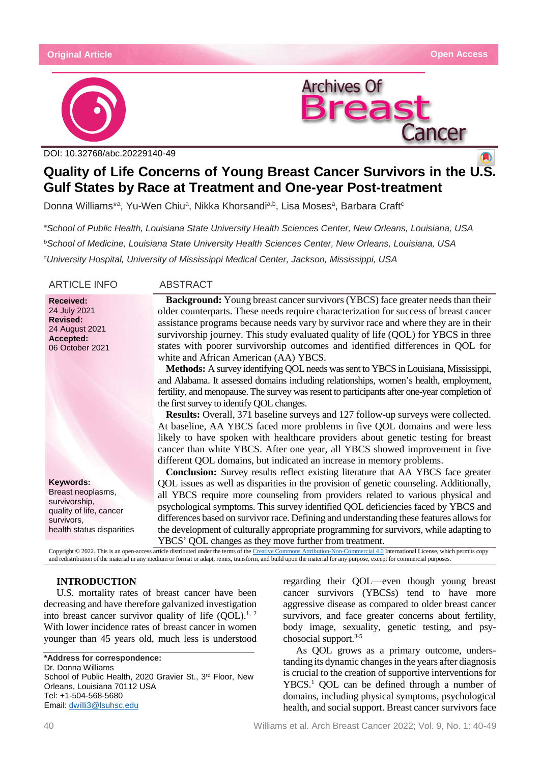Original Article

Open Access

DOI: 10.32768/abc.20229140-49

# Quality of Life Concerns of Young Breast Cancer Survivors in the U.S. Gulf States by Race at Treatment and One-year Post-treatment

Donna Williams*[a], Yu-Wen Chiu[a], Nikka Khorsandi[a,b], Lisa Moses[a], Barbara Craft[c]

[a]School of Public Health, Louisiana State University Health Sciences Center, New Orleans, Louisiana, USA

[b]School of Medicine, Louisiana State University Health Sciences Center, New Orleans, Louisiana, USA

[c]University Hospital, University of Mississippi Medical Center, Jackson, Mississippi, USA

## ARTICLE INFO

**Received:**
24 July 2021
**Revised:**
24 August 2021
**Accepted:**
06 October 2021

**Keywords:**
Breast neoplasms, survivorship, quality of life, cancer survivors, health status disparities

## ABSTRACT

**Background:** Young breast cancer survivors (YBCS) face greater needs than their older counterparts. These needs require characterization for success of breast cancer assistance programs because needs vary by survivor race and where they are in their survivorship journey. This study evaluated quality of life (QOL) for YBCS in three states with poorer survivorship outcomes and identified differences in QOL for white and African American (AA) YBCS.

**Methods:** A survey identifying QOL needs was sent to YBCS in Louisiana, Mississippi, and Alabama. It assessed domains including relationships, women's health, employment, fertility, and menopause. The survey was resent to participants after one-year completion of the first survey to identify QOL changes.

**Results:** Overall, 371 baseline surveys and 127 follow-up surveys were collected. At baseline, AA YBCS faced more problems in five QOL domains and were less likely to have spoken with healthcare providers about genetic testing for breast cancer than white YBCS. After one year, all YBCS showed improvement in five different QOL domains, but indicated an increase in memory problems.

**Conclusion:** Survey results reflect existing literature that AA YBCS face greater QOL issues as well as disparities in the provision of genetic counseling. Additionally, all YBCS require more counseling from providers related to various physical and psychological symptoms. This survey identified QOL deficiencies faced by YBCS and differences based on survivor race. Defining and understanding these features allows for the development of culturally appropriate programming for survivors, while adapting to YBCS' QOL changes as they move further from treatment.

Copyright © 2022. This is an open-access article distributed under the terms of the Creative Commons Attribution-Non-Commercial 4.0 International License, which permits copy and redistribution of the material in any medium or format or adapt, remix, transform, and build upon the material for any purpose, except for commercial purposes.

## INTRODUCTION

U.S. mortality rates of breast cancer have been decreasing and have therefore galvanized investigation into breast cancer survivor quality of life (QOL).[1, 2] With lower incidence rates of breast cancer in women younger than 45 years old, much less is understood regarding their QOL—even though young breast cancer survivors (YBCSs) tend to have more aggressive disease as compared to older breast cancer survivors, and face greater concerns about fertility, body image, sexuality, genetic testing, and psychosocial support.[3-5]

As QOL grows as a primary outcome, understanding its dynamic changes in the years after diagnosis is crucial to the creation of supportive interventions for YBCS.[1] QOL can be defined through a number of domains, including physical symptoms, psychological health, and social support. Breast cancer survivors face

**\*Address for correspondence:**
Dr. Donna Williams
School of Public Health, 2020 Gravier St., 3rd Floor, New Orleans, Louisiana 70112 USA
Tel: +1-504-568-5680
Email: dwilli3@lsuhsc.edu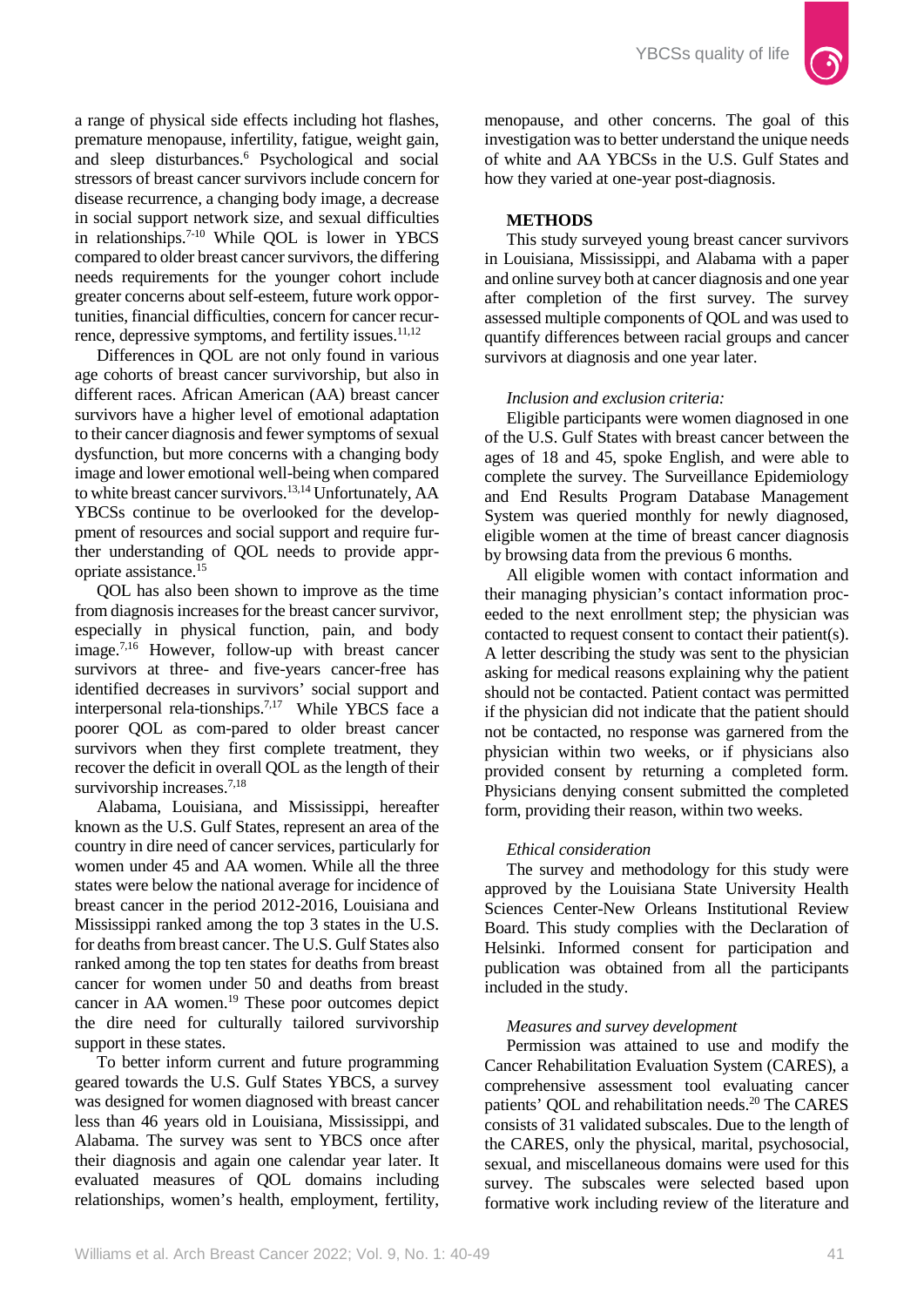a range of physical side effects including hot flashes, premature menopause, infertility, fatigue, weight gain, and sleep disturbances.[6] Psychological and social stressors of breast cancer survivors include concern for disease recurrence, a changing body image, a decrease in social support network size, and sexual difficulties in relationships.[7-10] While QOL is lower in YBCS compared to older breast cancer survivors, the differing needs requirements for the younger cohort include greater concerns about self-esteem, future work opportunities, financial difficulties, concern for cancer recurrence, depressive symptoms, and fertility issues.[11,12]

Differences in QOL are not only found in various age cohorts of breast cancer survivorship, but also in different races. African American (AA) breast cancer survivors have a higher level of emotional adaptation to their cancer diagnosis and fewer symptoms of sexual dysfunction, but more concerns with a changing body image and lower emotional well-being when compared to white breast cancer survivors.[13,14] Unfortunately, AA YBCSs continue to be overlooked for the development of resources and social support and require further understanding of QOL needs to provide appropriate assistance.[15]

QOL has also been shown to improve as the time from diagnosis increases for the breast cancer survivor, especially in physical function, pain, and body image.[7,16] However, follow-up with breast cancer survivors at three- and five-years cancer-free has identified decreases in survivors' social support and interpersonal rela-tionships.[7,17] While YBCS face a poorer QOL as com-pared to older breast cancer survivors when they first complete treatment, they recover the deficit in overall QOL as the length of their survivorship increases.[7,18]

Alabama, Louisiana, and Mississippi, hereafter known as the U.S. Gulf States, represent an area of the country in dire need of cancer services, particularly for women under 45 and AA women. While all the three states were below the national average for incidence of breast cancer in the period 2012-2016, Louisiana and Mississippi ranked among the top 3 states in the U.S. for deaths from breast cancer. The U.S. Gulf States also ranked among the top ten states for deaths from breast cancer for women under 50 and deaths from breast cancer in AA women.[19] These poor outcomes depict the dire need for culturally tailored survivorship support in these states.

To better inform current and future programming geared towards the U.S. Gulf States YBCS, a survey was designed for women diagnosed with breast cancer less than 46 years old in Louisiana, Mississippi, and Alabama. The survey was sent to YBCS once after their diagnosis and again one calendar year later. It evaluated measures of QOL domains including relationships, women's health, employment, fertility, menopause, and other concerns. The goal of this investigation was to better understand the unique needs of white and AA YBCSs in the U.S. Gulf States and how they varied at one-year post-diagnosis.

## METHODS

This study surveyed young breast cancer survivors in Louisiana, Mississippi, and Alabama with a paper and online survey both at cancer diagnosis and one year after completion of the first survey. The survey assessed multiple components of QOL and was used to quantify differences between racial groups and cancer survivors at diagnosis and one year later.

### *Inclusion and exclusion criteria:*

Eligible participants were women diagnosed in one of the U.S. Gulf States with breast cancer between the ages of 18 and 45, spoke English, and were able to complete the survey. The Surveillance Epidemiology and End Results Program Database Management System was queried monthly for newly diagnosed, eligible women at the time of breast cancer diagnosis by browsing data from the previous 6 months.

All eligible women with contact information and their managing physician's contact information proceeded to the next enrollment step; the physician was contacted to request consent to contact their patient(s). A letter describing the study was sent to the physician asking for medical reasons explaining why the patient should not be contacted. Patient contact was permitted if the physician did not indicate that the patient should not be contacted, no response was garnered from the physician within two weeks, or if physicians also provided consent by returning a completed form. Physicians denying consent submitted the completed form, providing their reason, within two weeks.

### *Ethical consideration*

The survey and methodology for this study were approved by the Louisiana State University Health Sciences Center-New Orleans Institutional Review Board. This study complies with the Declaration of Helsinki. Informed consent for participation and publication was obtained from all the participants included in the study.

### *Measures and survey development*

Permission was attained to use and modify the Cancer Rehabilitation Evaluation System (CARES), a comprehensive assessment tool evaluating cancer patients' QOL and rehabilitation needs.[20] The CARES consists of 31 validated subscales. Due to the length of the CARES, only the physical, marital, psychosocial, sexual, and miscellaneous domains were used for this survey. The subscales were selected based upon formative work including review of the literature and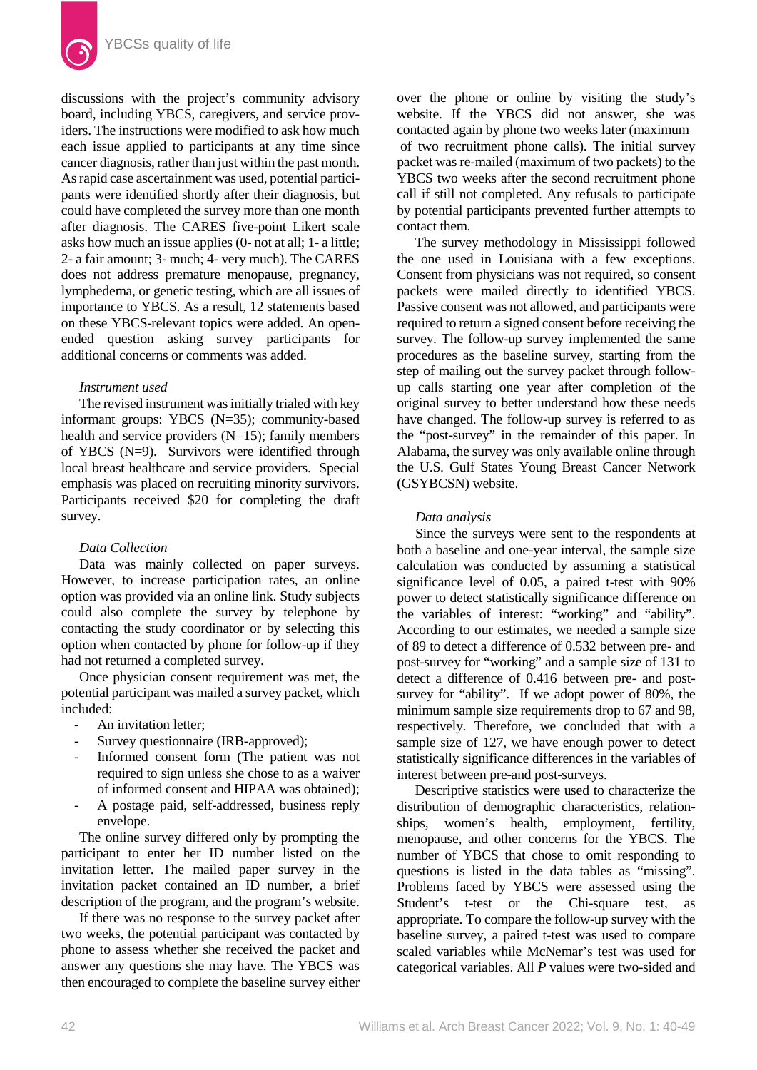discussions with the project's community advisory board, including YBCS, caregivers, and service providers. The instructions were modified to ask how much each issue applied to participants at any time since cancer diagnosis, rather than just within the past month. As rapid case ascertainment was used, potential participants were identified shortly after their diagnosis, but could have completed the survey more than one month after diagnosis. The CARES five-point Likert scale asks how much an issue applies (0- not at all; 1- a little; 2- a fair amount; 3- much; 4- very much). The CARES does not address premature menopause, pregnancy, lymphedema, or genetic testing, which are all issues of importance to YBCS. As a result, 12 statements based on these YBCS-relevant topics were added. An open-ended question asking survey participants for additional concerns or comments was added.

*Instrument used*

The revised instrument was initially trialed with key informant groups: YBCS (N=35); community-based health and service providers (N=15); family members of YBCS (N=9). Survivors were identified through local breast healthcare and service providers. Special emphasis was placed on recruiting minority survivors. Participants received $20 for completing the draft survey.

*Data Collection*

Data was mainly collected on paper surveys. However, to increase participation rates, an online option was provided via an online link. Study subjects could also complete the survey by telephone by contacting the study coordinator or by selecting this option when contacted by phone for follow-up if they had not returned a completed survey.

Once physician consent requirement was met, the potential participant was mailed a survey packet, which included:

- An invitation letter;
- Survey questionnaire (IRB-approved);
- Informed consent form (The patient was not required to sign unless she chose to as a waiver of informed consent and HIPAA was obtained);
- A postage paid, self-addressed, business reply envelope.

The online survey differed only by prompting the participant to enter her ID number listed on the invitation letter. The mailed paper survey in the invitation packet contained an ID number, a brief description of the program, and the program's website.

If there was no response to the survey packet after two weeks, the potential participant was contacted by phone to assess whether she received the packet and answer any questions she may have. The YBCS was then encouraged to complete the baseline survey either over the phone or online by visiting the study's website. If the YBCS did not answer, she was contacted again by phone two weeks later (maximum of two recruitment phone calls). The initial survey packet was re-mailed (maximum of two packets) to the YBCS two weeks after the second recruitment phone call if still not completed. Any refusals to participate by potential participants prevented further attempts to contact them.

The survey methodology in Mississippi followed the one used in Louisiana with a few exceptions. Consent from physicians was not required, so consent packets were mailed directly to identified YBCS. Passive consent was not allowed, and participants were required to return a signed consent before receiving the survey. The follow-up survey implemented the same procedures as the baseline survey, starting from the step of mailing out the survey packet through follow-up calls starting one year after completion of the original survey to better understand how these needs have changed. The follow-up survey is referred to as the "post-survey" in the remainder of this paper. In Alabama, the survey was only available online through the U.S. Gulf States Young Breast Cancer Network (GSYBCSN) website.

*Data analysis*

Since the surveys were sent to the respondents at both a baseline and one-year interval, the sample size calculation was conducted by assuming a statistical significance level of 0.05, a paired t-test with 90% power to detect statistically significance difference on the variables of interest: "working" and "ability". According to our estimates, we needed a sample size of 89 to detect a difference of 0.532 between pre- and post-survey for "working" and a sample size of 131 to detect a difference of 0.416 between pre- and post-survey for "ability". If we adopt power of 80%, the minimum sample size requirements drop to 67 and 98, respectively. Therefore, we concluded that with a sample size of 127, we have enough power to detect statistically significance differences in the variables of interest between pre-and post-surveys.

Descriptive statistics were used to characterize the distribution of demographic characteristics, relationships, women's health, employment, fertility, menopause, and other concerns for the YBCS. The number of YBCS that chose to omit responding to questions is listed in the data tables as "missing". Problems faced by YBCS were assessed using the Student's t-test or the Chi-square test, as appropriate. To compare the follow-up survey with the baseline survey, a paired t-test was used to compare scaled variables while McNemar's test was used for categorical variables. All *P* values were two-sided and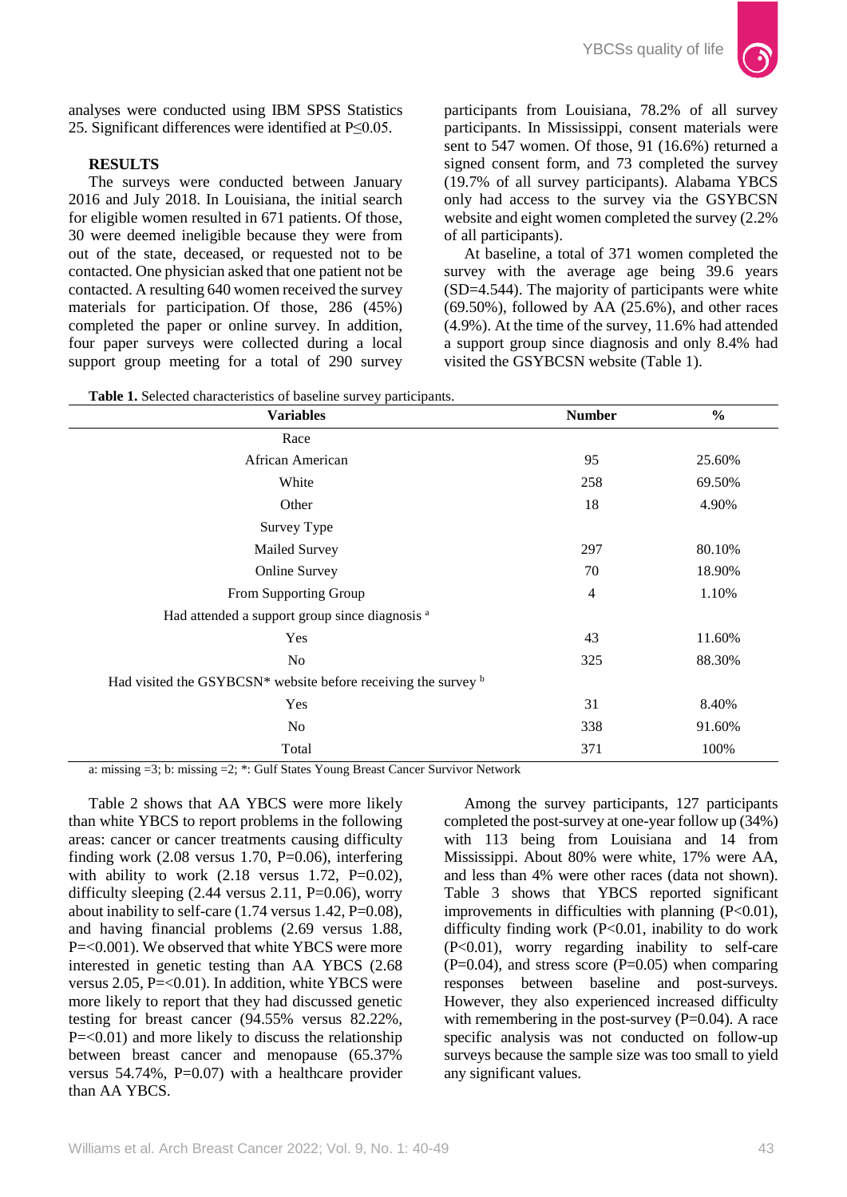analyses were conducted using IBM SPSS Statistics 25. Significant differences were identified at P≤0.05.

## RESULTS

The surveys were conducted between January 2016 and July 2018. In Louisiana, the initial search for eligible women resulted in 671 patients. Of those, 30 were deemed ineligible because they were from out of the state, deceased, or requested not to be contacted. One physician asked that one patient not be contacted. A resulting 640 women received the survey materials for participation. Of those, 286 (45%) completed the paper or online survey. In addition, four paper surveys were collected during a local support group meeting for a total of 290 survey participants from Louisiana, 78.2% of all survey participants. In Mississippi, consent materials were sent to 547 women. Of those, 91 (16.6%) returned a signed consent form, and 73 completed the survey (19.7% of all survey participants). Alabama YBCS only had access to the survey via the GSYBCSN website and eight women completed the survey (2.2% of all participants).

At baseline, a total of 371 women completed the survey with the average age being 39.6 years (SD=4.544). The majority of participants were white (69.50%), followed by AA (25.6%), and other races (4.9%). At the time of the survey, 11.6% had attended a support group since diagnosis and only 8.4% had visited the GSYBCSN website (Table 1).

**Table 1.** Selected characteristics of baseline survey participants.

| Variables | Number | % |
|---|---|---|
| Race | | |
| African American | 95 | 25.60% |
| White | 258 | 69.50% |
| Other | 18 | 4.90% |
| Survey Type | | |
| Mailed Survey | 297 | 80.10% |
| Online Survey | 70 | 18.90% |
| From Supporting Group | 4 | 1.10% |
| Had attended a support group since diagnosis [a] | | |
| Yes | 43 | 11.60% |
| No | 325 | 88.30% |
| Had visited the GSYBCSN* website before receiving the survey [b] | | |
| Yes | 31 | 8.40% |
| No | 338 | 91.60% |
| Total | 371 | 100% |

a: missing =3; b: missing =2; *: Gulf States Young Breast Cancer Survivor Network

Table 2 shows that AA YBCS were more likely than white YBCS to report problems in the following areas: cancer or cancer treatments causing difficulty finding work (2.08 versus 1.70, P=0.06), interfering with ability to work (2.18 versus 1.72, P=0.02), difficulty sleeping (2.44 versus 2.11, P=0.06), worry about inability to self-care (1.74 versus 1.42, P=0.08), and having financial problems (2.69 versus 1.88, P=<0.001). We observed that white YBCS were more interested in genetic testing than AA YBCS (2.68 versus 2.05, P=<0.01). In addition, white YBCS were more likely to report that they had discussed genetic testing for breast cancer (94.55% versus 82.22%, P=<0.01) and more likely to discuss the relationship between breast cancer and menopause (65.37% versus 54.74%, P=0.07) with a healthcare provider than AA YBCS.

Among the survey participants, 127 participants completed the post-survey at one-year follow up (34%) with 113 being from Louisiana and 14 from Mississippi. About 80% were white, 17% were AA, and less than 4% were other races (data not shown). Table 3 shows that YBCS reported significant improvements in difficulties with planning (P<0.01), difficulty finding work (P<0.01, inability to do work (P<0.01), worry regarding inability to self-care (P=0.04), and stress score (P=0.05) when comparing responses between baseline and post-surveys. However, they also experienced increased difficulty with remembering in the post-survey (P=0.04). A race specific analysis was not conducted on follow-up surveys because the sample size was too small to yield any significant values.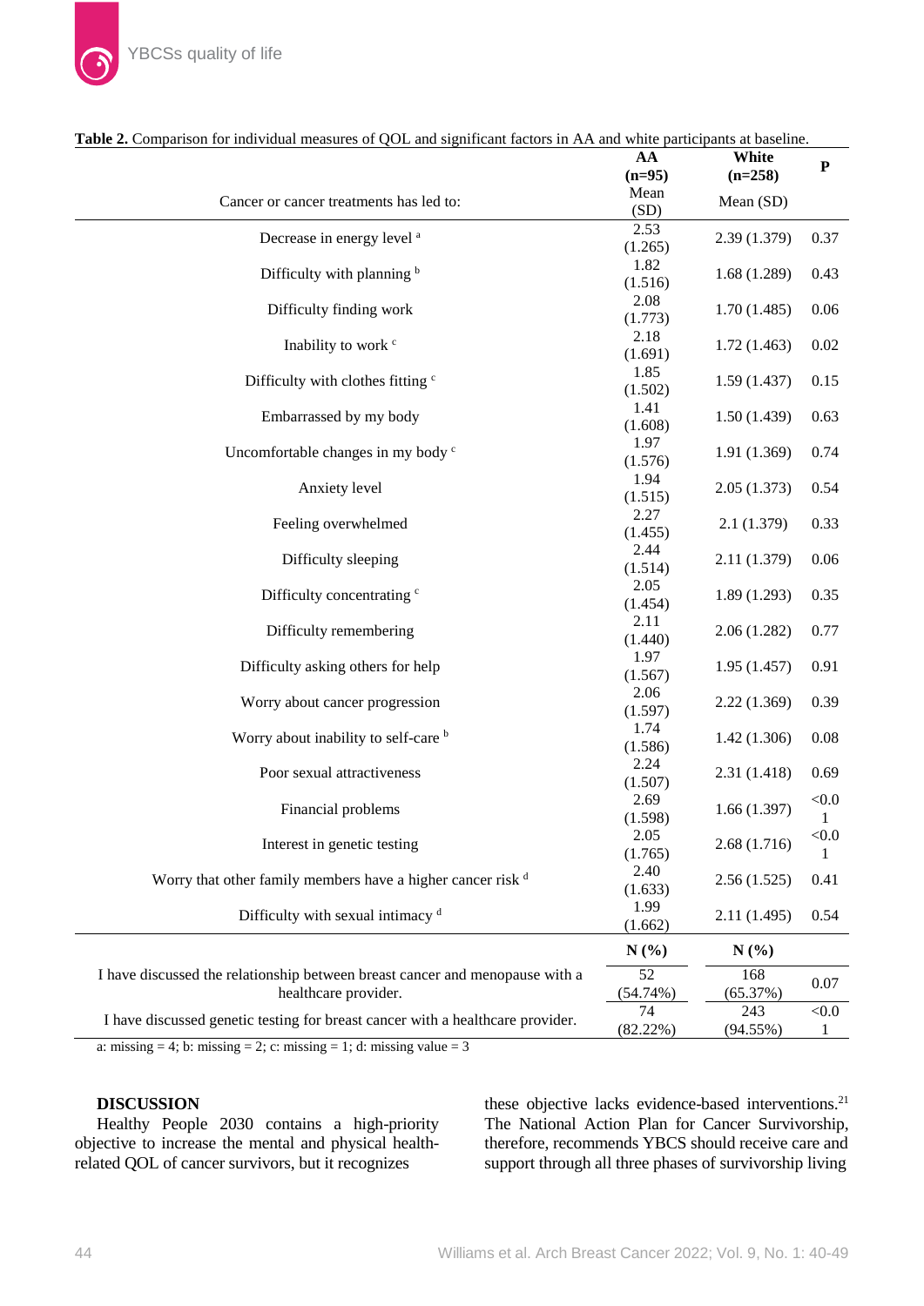**Table 2.** Comparison for individual measures of QOL and significant factors in AA and white participants at baseline.

| Cancer or cancer treatments has led to: | AA (n=95) Mean (SD) | White (n=258) Mean (SD) | P |
|---|---|---|---|
| Decrease in energy level [a] | 2.53 (1.265) | 2.39 (1.379) | 0.37 |
| Difficulty with planning [b] | 1.82 (1.516) | 1.68 (1.289) | 0.43 |
| Difficulty finding work | 2.08 (1.773) | 1.70 (1.485) | 0.06 |
| Inability to work [c] | 2.18 (1.691) | 1.72 (1.463) | 0.02 |
| Difficulty with clothes fitting [c] | 1.85 (1.502) | 1.59 (1.437) | 0.15 |
| Embarrassed by my body | 1.41 (1.608) | 1.50 (1.439) | 0.63 |
| Uncomfortable changes in my body [c] | 1.97 (1.576) | 1.91 (1.369) | 0.74 |
| Anxiety level | 1.94 (1.515) | 2.05 (1.373) | 0.54 |
| Feeling overwhelmed | 2.27 (1.455) | 2.1 (1.379) | 0.33 |
| Difficulty sleeping | 2.44 (1.514) | 2.11 (1.379) | 0.06 |
| Difficulty concentrating [c] | 2.05 (1.454) | 1.89 (1.293) | 0.35 |
| Difficulty remembering | 2.11 (1.440) | 2.06 (1.282) | 0.77 |
| Difficulty asking others for help | 1.97 (1.567) | 1.95 (1.457) | 0.91 |
| Worry about cancer progression | 2.06 (1.597) | 2.22 (1.369) | 0.39 |
| Worry about inability to self-care [b] | 1.74 (1.586) | 1.42 (1.306) | 0.08 |
| Poor sexual attractiveness | 2.24 (1.507) | 2.31 (1.418) | 0.69 |
| Financial problems | 2.69 (1.598) | 1.66 (1.397) | <0.01 |
| Interest in genetic testing | 2.05 (1.765) | 2.68 (1.716) | <0.01 |
| Worry that other family members have a higher cancer risk [d] | 2.40 (1.633) | 2.56 (1.525) | 0.41 |
| Difficulty with sexual intimacy [d] | 1.99 (1.662) | 2.11 (1.495) | 0.54 |
| | **N (%)** | **N (%)** | |
| I have discussed the relationship between breast cancer and menopause with a healthcare provider. | 52 (54.74%) | 168 (65.37%) | 0.07 |
| I have discussed genetic testing for breast cancer with a healthcare provider. | 74 (82.22%) | 243 (94.55%) | <0.01 |

a: missing = 4; b: missing = 2; c: missing = 1; d: missing value = 3

## DISCUSSION

Healthy People 2030 contains a high-priority objective to increase the mental and physical health-related QOL of cancer survivors, but it recognizes these objective lacks evidence-based interventions.[21] The National Action Plan for Cancer Survivorship, therefore, recommends YBCS should receive care and support through all three phases of survivorship living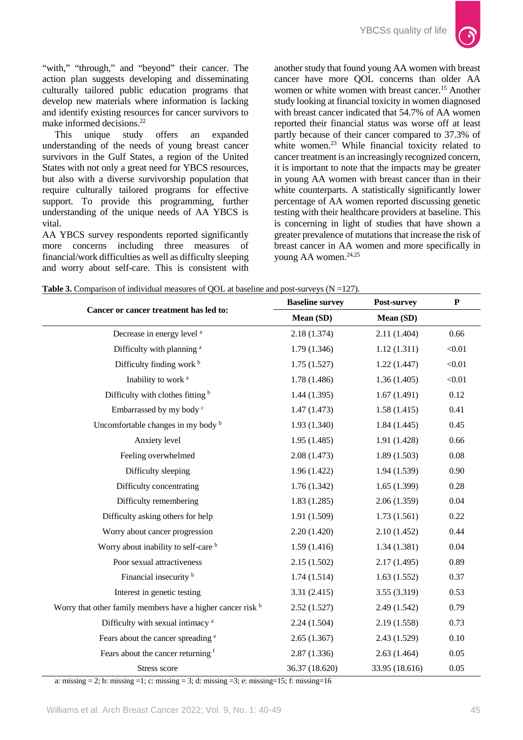"with," "through," and "beyond" their cancer. The action plan suggests developing and disseminating culturally tailored public education programs that develop new materials where information is lacking and identify existing resources for cancer survivors to make informed decisions.[22]

This unique study offers an expanded understanding of the needs of young breast cancer survivors in the Gulf States, a region of the United States with not only a great need for YBCS resources, but also with a diverse survivorship population that require culturally tailored programs for effective support. To provide this programming, further understanding of the unique needs of AA YBCS is vital.

AA YBCS survey respondents reported significantly more concerns including three measures of financial/work difficulties as well as difficulty sleeping and worry about self-care. This is consistent with another study that found young AA women with breast cancer have more QOL concerns than older AA women or white women with breast cancer.[15] Another study looking at financial toxicity in women diagnosed with breast cancer indicated that 54.7% of AA women reported their financial status was worse off at least partly because of their cancer compared to 37.3% of white women.[23] While financial toxicity related to cancer treatment is an increasingly recognized concern, it is important to note that the impacts may be greater in young AA women with breast cancer than in their white counterparts. A statistically significant lower percentage of AA women reported discussing genetic testing with their healthcare providers at baseline. This is concerning in light of studies that have shown a greater prevalence of mutations that increase the risk of breast cancer in AA women and more specifically in young AA women.[24,25]

**Table 3.** Comparison of individual measures of QOL at baseline and post-surveys (N =127).

| Cancer or cancer treatment has led to: | Baseline survey | Post-survey | P |
|---|---|---|---|
| | Mean (SD) | Mean (SD) | |
| Decrease in energy level [a] | 2.18 (1.374) | 2.11 (1.404) | 0.66 |
| Difficulty with planning [a] | 1.79 (1.346) | 1.12 (1.311) | <0.01 |
| Difficulty finding work [b] | 1.75 (1.527) | 1.22 (1.447) | <0.01 |
| Inability to work [a] | 1.78 (1.486) | 1.36 (1.405) | <0.01 |
| Difficulty with clothes fitting [b] | 1.44 (1.395) | 1.67 (1.491) | 0.12 |
| Embarrassed by my body [c] | 1.47 (1.473) | 1.58 (1.415) | 0.41 |
| Uncomfortable changes in my body [b] | 1.93 (1.340) | 1.84 (1.445) | 0.45 |
| Anxiety level | 1.95 (1.485) | 1.91 (1.428) | 0.66 |
| Feeling overwhelmed | 2.08 (1.473) | 1.89 (1.503) | 0.08 |
| Difficulty sleeping | 1.96 (1.422) | 1.94 (1.539) | 0.90 |
| Difficulty concentrating | 1.76 (1.342) | 1.65 (1.399) | 0.28 |
| Difficulty remembering | 1.83 (1.285) | 2.06 (1.359) | 0.04 |
| Difficulty asking others for help | 1.91 (1.509) | 1.73 (1.561) | 0.22 |
| Worry about cancer progression | 2.20 (1.420) | 2.10 (1.452) | 0.44 |
| Worry about inability to self-care [b] | 1.59 (1.416) | 1.34 (1.381) | 0.04 |
| Poor sexual attractiveness | 2.15 (1.502) | 2.17 (1.495) | 0.89 |
| Financial insecurity [b] | 1.74 (1.514) | 1.63 (1.552) | 0.37 |
| Interest in genetic testing | 3.31 (2.415) | 3.55 (3.319) | 0.53 |
| Worry that other family members have a higher cancer risk [b] | 2.52 (1.527) | 2.49 (1.542) | 0.79 |
| Difficulty with sexual intimacy [a] | 2.24 (1.504) | 2.19 (1.558) | 0.73 |
| Fears about the cancer spreading [e] | 2.65 (1.367) | 2.43 (1.529) | 0.10 |
| Fears about the cancer returning [f] | 2.87 (1.336) | 2.63 (1.464) | 0.05 |
| Stress score | 36.37 (18.620) | 33.95 (18.616) | 0.05 |

a: missing = 2; b: missing =1; c: missing = 3; d: missing =3; e: missing=15; f: missing=16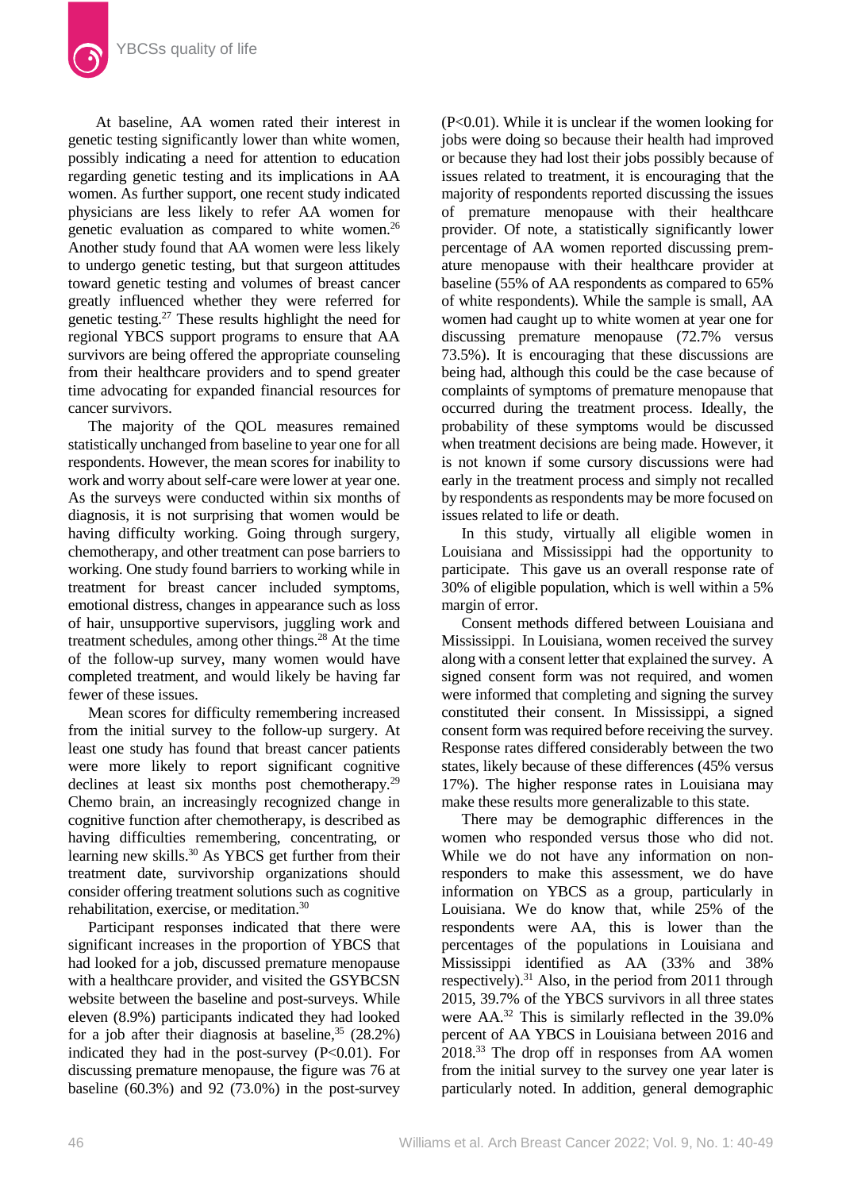At baseline, AA women rated their interest in genetic testing significantly lower than white women, possibly indicating a need for attention to education regarding genetic testing and its implications in AA women. As further support, one recent study indicated physicians are less likely to refer AA women for genetic evaluation as compared to white women.[26] Another study found that AA women were less likely to undergo genetic testing, but that surgeon attitudes toward genetic testing and volumes of breast cancer greatly influenced whether they were referred for genetic testing.[27] These results highlight the need for regional YBCS support programs to ensure that AA survivors are being offered the appropriate counseling from their healthcare providers and to spend greater time advocating for expanded financial resources for cancer survivors.

The majority of the QOL measures remained statistically unchanged from baseline to year one for all respondents. However, the mean scores for inability to work and worry about self-care were lower at year one. As the surveys were conducted within six months of diagnosis, it is not surprising that women would be having difficulty working. Going through surgery, chemotherapy, and other treatment can pose barriers to working. One study found barriers to working while in treatment for breast cancer included symptoms, emotional distress, changes in appearance such as loss of hair, unsupportive supervisors, juggling work and treatment schedules, among other things.[28] At the time of the follow-up survey, many women would have completed treatment, and would likely be having far fewer of these issues.

Mean scores for difficulty remembering increased from the initial survey to the follow-up surgery. At least one study has found that breast cancer patients were more likely to report significant cognitive declines at least six months post chemotherapy.[29] Chemo brain, an increasingly recognized change in cognitive function after chemotherapy, is described as having difficulties remembering, concentrating, or learning new skills.[30] As YBCS get further from their treatment date, survivorship organizations should consider offering treatment solutions such as cognitive rehabilitation, exercise, or meditation.[30]

Participant responses indicated that there were significant increases in the proportion of YBCS that had looked for a job, discussed premature menopause with a healthcare provider, and visited the GSYBCSN website between the baseline and post-surveys. While eleven (8.9%) participants indicated they had looked for a job after their diagnosis at baseline,[35] (28.2%) indicated they had in the post-survey ($P<0.01$). For discussing premature menopause, the figure was 76 at baseline (60.3%) and 92 (73.0%) in the post-survey ($P<0.01$). While it is unclear if the women looking for jobs were doing so because their health had improved or because they had lost their jobs possibly because of issues related to treatment, it is encouraging that the majority of respondents reported discussing the issues of premature menopause with their healthcare provider. Of note, a statistically significantly lower percentage of AA women reported discussing premature menopause with their healthcare provider at baseline (55% of AA respondents as compared to 65% of white respondents). While the sample is small, AA women had caught up to white women at year one for discussing premature menopause (72.7% versus 73.5%). It is encouraging that these discussions are being had, although this could be the case because of complaints of symptoms of premature menopause that occurred during the treatment process. Ideally, the probability of these symptoms would be discussed when treatment decisions are being made. However, it is not known if some cursory discussions were had early in the treatment process and simply not recalled by respondents as respondents may be more focused on issues related to life or death.

In this study, virtually all eligible women in Louisiana and Mississippi had the opportunity to participate. This gave us an overall response rate of 30% of eligible population, which is well within a 5% margin of error.

Consent methods differed between Louisiana and Mississippi. In Louisiana, women received the survey along with a consent letter that explained the survey. A signed consent form was not required, and women were informed that completing and signing the survey constituted their consent. In Mississippi, a signed consent form was required before receiving the survey. Response rates differed considerably between the two states, likely because of these differences (45% versus 17%). The higher response rates in Louisiana may make these results more generalizable to this state.

There may be demographic differences in the women who responded versus those who did not. While we do not have any information on non-responders to make this assessment, we do have information on YBCS as a group, particularly in Louisiana. We do know that, while 25% of the respondents were AA, this is lower than the percentages of the populations in Louisiana and Mississippi identified as AA (33% and 38% respectively).[31] Also, in the period from 2011 through 2015, 39.7% of the YBCS survivors in all three states were AA.[32] This is similarly reflected in the 39.0% percent of AA YBCS in Louisiana between 2016 and 2018.[33] The drop off in responses from AA women from the initial survey to the survey one year later is particularly noted. In addition, general demographic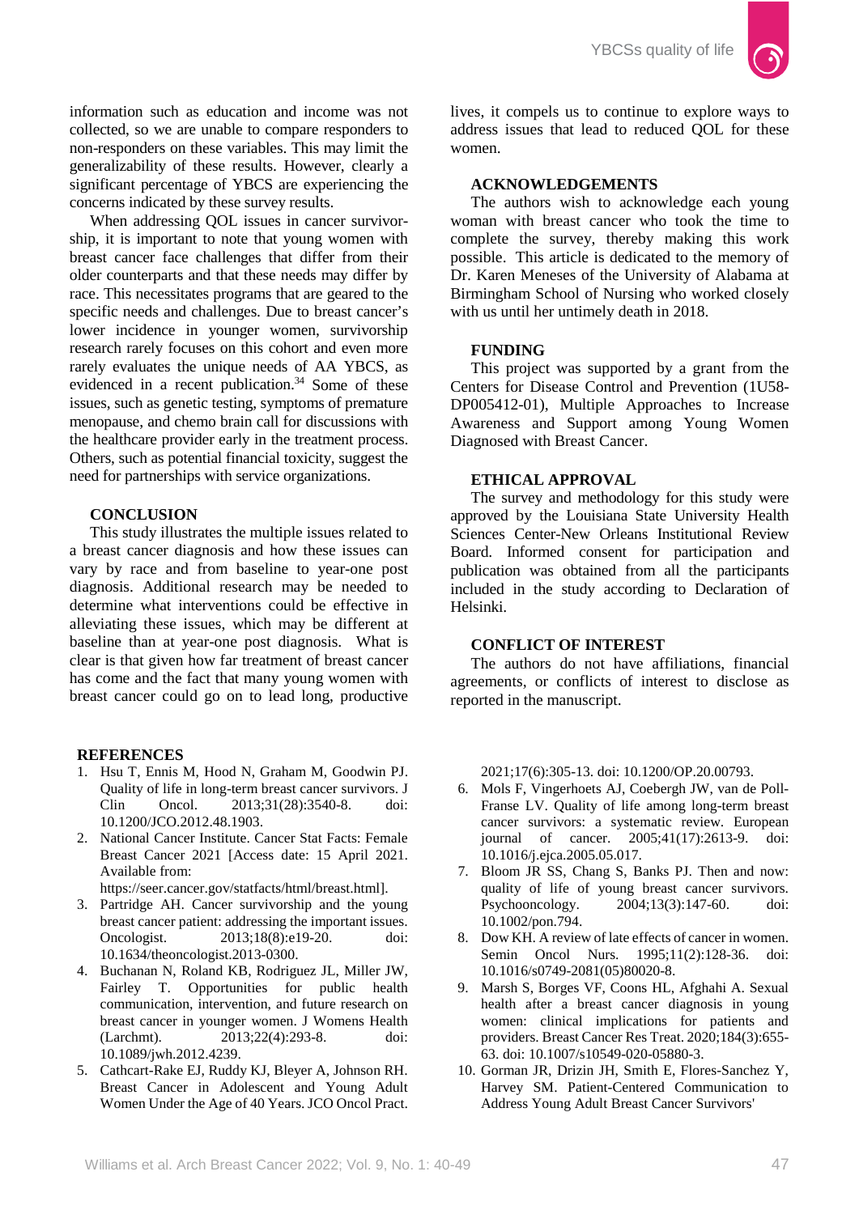information such as education and income was not collected, so we are unable to compare responders to non-responders on these variables. This may limit the generalizability of these results. However, clearly a significant percentage of YBCS are experiencing the concerns indicated by these survey results.

When addressing QOL issues in cancer survivorship, it is important to note that young women with breast cancer face challenges that differ from their older counterparts and that these needs may differ by race. This necessitates programs that are geared to the specific needs and challenges. Due to breast cancer's lower incidence in younger women, survivorship research rarely focuses on this cohort and even more rarely evaluates the unique needs of AA YBCS, as evidenced in a recent publication.[34] Some of these issues, such as genetic testing, symptoms of premature menopause, and chemo brain call for discussions with the healthcare provider early in the treatment process. Others, such as potential financial toxicity, suggest the need for partnerships with service organizations.

## CONCLUSION

This study illustrates the multiple issues related to a breast cancer diagnosis and how these issues can vary by race and from baseline to year-one post diagnosis. Additional research may be needed to determine what interventions could be effective in alleviating these issues, which may be different at baseline than at year-one post diagnosis. What is clear is that given how far treatment of breast cancer has come and the fact that many young women with breast cancer could go on to lead long, productive lives, it compels us to continue to explore ways to address issues that lead to reduced QOL for these women.

## ACKNOWLEDGEMENTS

The authors wish to acknowledge each young woman with breast cancer who took the time to complete the survey, thereby making this work possible. This article is dedicated to the memory of Dr. Karen Meneses of the University of Alabama at Birmingham School of Nursing who worked closely with us until her untimely death in 2018.

## FUNDING

This project was supported by a grant from the Centers for Disease Control and Prevention (1U58-DP005412-01), Multiple Approaches to Increase Awareness and Support among Young Women Diagnosed with Breast Cancer.

## ETHICAL APPROVAL

The survey and methodology for this study were approved by the Louisiana State University Health Sciences Center-New Orleans Institutional Review Board. Informed consent for participation and publication was obtained from all the participants included in the study according to Declaration of Helsinki.

## CONFLICT OF INTEREST

The authors do not have affiliations, financial agreements, or conflicts of interest to disclose as reported in the manuscript.

## REFERENCES

1. Hsu T, Ennis M, Hood N, Graham M, Goodwin PJ. Quality of life in long-term breast cancer survivors. J Clin Oncol. 2013;31(28):3540-8. doi: 10.1200/JCO.2012.48.1903.
2. National Cancer Institute. Cancer Stat Facts: Female Breast Cancer 2021 [Access date: 15 April 2021. Available from: https://seer.cancer.gov/statfacts/html/breast.html].
3. Partridge AH. Cancer survivorship and the young breast cancer patient: addressing the important issues. Oncologist. 2013;18(8):e19-20. doi: 10.1634/theoncologist.2013-0300.
4. Buchanan N, Roland KB, Rodriguez JL, Miller JW, Fairley T. Opportunities for public health communication, intervention, and future research on breast cancer in younger women. J Womens Health (Larchmt). 2013;22(4):293-8. doi: 10.1089/jwh.2012.4239.
5. Cathcart-Rake EJ, Ruddy KJ, Bleyer A, Johnson RH. Breast Cancer in Adolescent and Young Adult Women Under the Age of 40 Years. JCO Oncol Pract. 2021;17(6):305-13. doi: 10.1200/OP.20.00793.
6. Mols F, Vingerhoets AJ, Coebergh JW, van de Poll-Franse LV. Quality of life among long-term breast cancer survivors: a systematic review. European journal of cancer. 2005;41(17):2613-9. doi: 10.1016/j.ejca.2005.05.017.
7. Bloom JR SS, Chang S, Banks PJ. Then and now: quality of life of young breast cancer survivors. Psychooncology. 2004;13(3):147-60. doi: 10.1002/pon.794.
8. Dow KH. A review of late effects of cancer in women. Semin Oncol Nurs. 1995;11(2):128-36. doi: 10.1016/s0749-2081(05)80020-8.
9. Marsh S, Borges VF, Coons HL, Afghahi A. Sexual health after a breast cancer diagnosis in young women: clinical implications for patients and providers. Breast Cancer Res Treat. 2020;184(3):655-63. doi: 10.1007/s10549-020-05880-3.
10. Gorman JR, Drizin JH, Smith E, Flores-Sanchez Y, Harvey SM. Patient-Centered Communication to Address Young Adult Breast Cancer Survivors'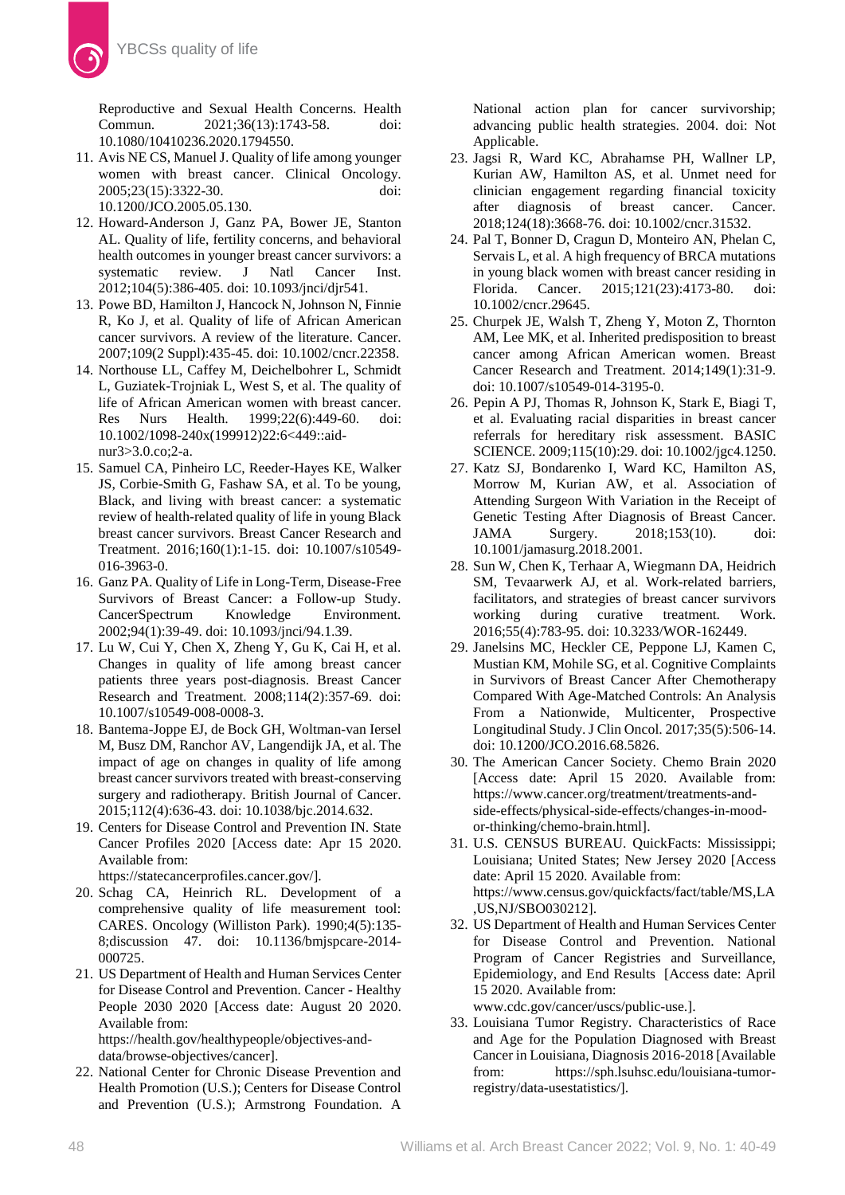Reproductive and Sexual Health Concerns. Health Commun. 2021;36(13):1743-58. doi: 10.1080/10410236.2020.1794550.

11. Avis NE CS, Manuel J. Quality of life among younger women with breast cancer. Clinical Oncology. 2005;23(15):3322-30. doi: 10.1200/JCO.2005.05.130.
12. Howard-Anderson J, Ganz PA, Bower JE, Stanton AL. Quality of life, fertility concerns, and behavioral health outcomes in younger breast cancer survivors: a systematic review. J Natl Cancer Inst. 2012;104(5):386-405. doi: 10.1093/jnci/djr541.
13. Powe BD, Hamilton J, Hancock N, Johnson N, Finnie R, Ko J, et al. Quality of life of African American cancer survivors. A review of the literature. Cancer. 2007;109(2 Suppl):435-45. doi: 10.1002/cncr.22358.
14. Northouse LL, Caffey M, Deichelbohrer L, Schmidt L, Guziatek-Trojniak L, West S, et al. The quality of life of African American women with breast cancer. Res Nurs Health. 1999;22(6):449-60. doi: 10.1002/1098-240x(199912)22:6<449::aid-nur3>3.0.co;2-a.
15. Samuel CA, Pinheiro LC, Reeder-Hayes KE, Walker JS, Corbie-Smith G, Fashaw SA, et al. To be young, Black, and living with breast cancer: a systematic review of health-related quality of life in young Black breast cancer survivors. Breast Cancer Research and Treatment. 2016;160(1):1-15. doi: 10.1007/s10549-016-3963-0.
16. Ganz PA. Quality of Life in Long-Term, Disease-Free Survivors of Breast Cancer: a Follow-up Study. CancerSpectrum Knowledge Environment. 2002;94(1):39-49. doi: 10.1093/jnci/94.1.39.
17. Lu W, Cui Y, Chen X, Zheng Y, Gu K, Cai H, et al. Changes in quality of life among breast cancer patients three years post-diagnosis. Breast Cancer Research and Treatment. 2008;114(2):357-69. doi: 10.1007/s10549-008-0008-3.
18. Bantema-Joppe EJ, de Bock GH, Woltman-van Iersel M, Busz DM, Ranchor AV, Langendijk JA, et al. The impact of age on changes in quality of life among breast cancer survivors treated with breast-conserving surgery and radiotherapy. British Journal of Cancer. 2015;112(4):636-43. doi: 10.1038/bjc.2014.632.
19. Centers for Disease Control and Prevention IN. State Cancer Profiles 2020 [Access date: Apr 15 2020. Available from: https://statecancerprofiles.cancer.gov/].
20. Schag CA, Heinrich RL. Development of a comprehensive quality of life measurement tool: CARES. Oncology (Williston Park). 1990;4(5):135-8;discussion 47. doi: 10.1136/bmjspcare-2014-000725.
21. US Department of Health and Human Services Center for Disease Control and Prevention. Cancer - Healthy People 2030 2020 [Access date: August 20 2020. Available from: https://health.gov/healthypeople/objectives-and-data/browse-objectives/cancer].
22. National Center for Chronic Disease Prevention and Health Promotion (U.S.); Centers for Disease Control and Prevention (U.S.); Armstrong Foundation. A National action plan for cancer survivorship; advancing public health strategies. 2004. doi: Not Applicable.
23. Jagsi R, Ward KC, Abrahamse PH, Wallner LP, Kurian AW, Hamilton AS, et al. Unmet need for clinician engagement regarding financial toxicity after diagnosis of breast cancer. Cancer. 2018;124(18):3668-76. doi: 10.1002/cncr.31532.
24. Pal T, Bonner D, Cragun D, Monteiro AN, Phelan C, Servais L, et al. A high frequency of BRCA mutations in young black women with breast cancer residing in Florida. Cancer. 2015;121(23):4173-80. doi: 10.1002/cncr.29645.
25. Churpek JE, Walsh T, Zheng Y, Moton Z, Thornton AM, Lee MK, et al. Inherited predisposition to breast cancer among African American women. Breast Cancer Research and Treatment. 2014;149(1):31-9. doi: 10.1007/s10549-014-3195-0.
26. Pepin A PJ, Thomas R, Johnson K, Stark E, Biagi T, et al. Evaluating racial disparities in breast cancer referrals for hereditary risk assessment. BASIC SCIENCE. 2009;115(10):29. doi: 10.1002/jgc4.1250.
27. Katz SJ, Bondarenko I, Ward KC, Hamilton AS, Morrow M, Kurian AW, et al. Association of Attending Surgeon With Variation in the Receipt of Genetic Testing After Diagnosis of Breast Cancer. JAMA Surgery. 2018;153(10). doi: 10.1001/jamasurg.2018.2001.
28. Sun W, Chen K, Terhaar A, Wiegmann DA, Heidrich SM, Tevaarwerk AJ, et al. Work-related barriers, facilitators, and strategies of breast cancer survivors working during curative treatment. Work. 2016;55(4):783-95. doi: 10.3233/WOR-162449.
29. Janelsins MC, Heckler CE, Peppone LJ, Kamen C, Mustian KM, Mohile SG, et al. Cognitive Complaints in Survivors of Breast Cancer After Chemotherapy Compared With Age-Matched Controls: An Analysis From a Nationwide, Multicenter, Prospective Longitudinal Study. J Clin Oncol. 2017;35(5):506-14. doi: 10.1200/JCO.2016.68.5826.
30. The American Cancer Society. Chemo Brain 2020 [Access date: April 15 2020. Available from: https://www.cancer.org/treatment/treatments-and-side-effects/physical-side-effects/changes-in-mood-or-thinking/chemo-brain.html].
31. U.S. CENSUS BUREAU. QuickFacts: Mississippi; Louisiana; United States; New Jersey 2020 [Access date: April 15 2020. Available from: https://www.census.gov/quickfacts/fact/table/MS,LA,US,NJ/SBO030212].
32. US Department of Health and Human Services Center for Disease Control and Prevention. National Program of Cancer Registries and Surveillance, Epidemiology, and End Results [Access date: April 15 2020. Available from: www.cdc.gov/cancer/uscs/public-use.].
33. Louisiana Tumor Registry. Characteristics of Race and Age for the Population Diagnosed with Breast Cancer in Louisiana, Diagnosis 2016-2018 [Available from: https://sph.lsuhsc.edu/louisiana-tumor-registry/data-usestatistics/].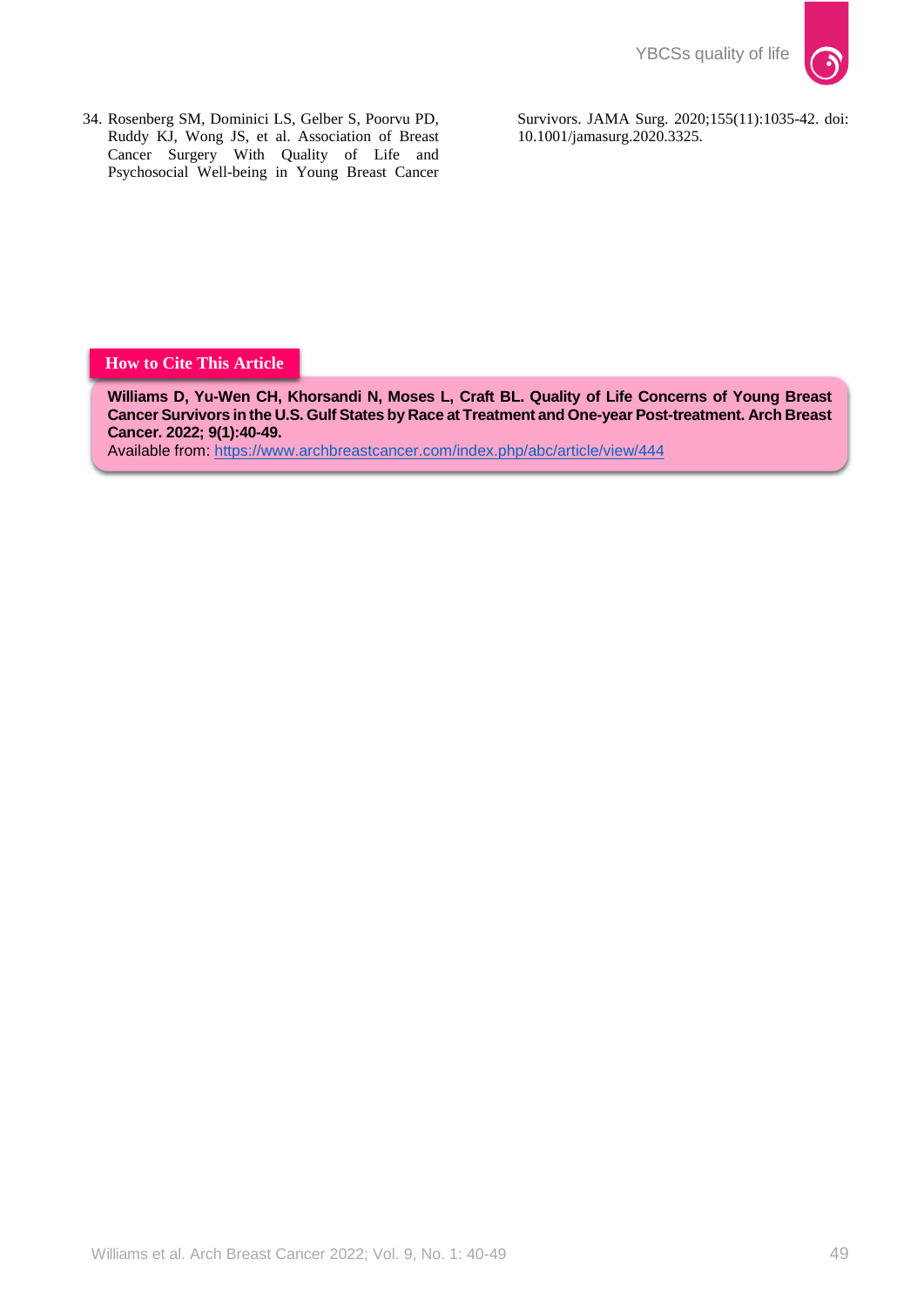34. Rosenberg SM, Dominici LS, Gelber S, Poorvu PD, Ruddy KJ, Wong JS, et al. Association of Breast Cancer Surgery With Quality of Life and Psychosocial Well-being in Young Breast Cancer Survivors. JAMA Surg. 2020;155(11):1035-42. doi: 10.1001/jamasurg.2020.3325.

## How to Cite This Article

**Williams D, Yu-Wen CH, Khorsandi N, Moses L, Craft BL. Quality of Life Concerns of Young Breast Cancer Survivors in the U.S. Gulf States by Race at Treatment and One-year Post-treatment. Arch Breast Cancer. 2022; 9(1):40-49.**

Available from: https://www.archbreastcancer.com/index.php/abc/article/view/444